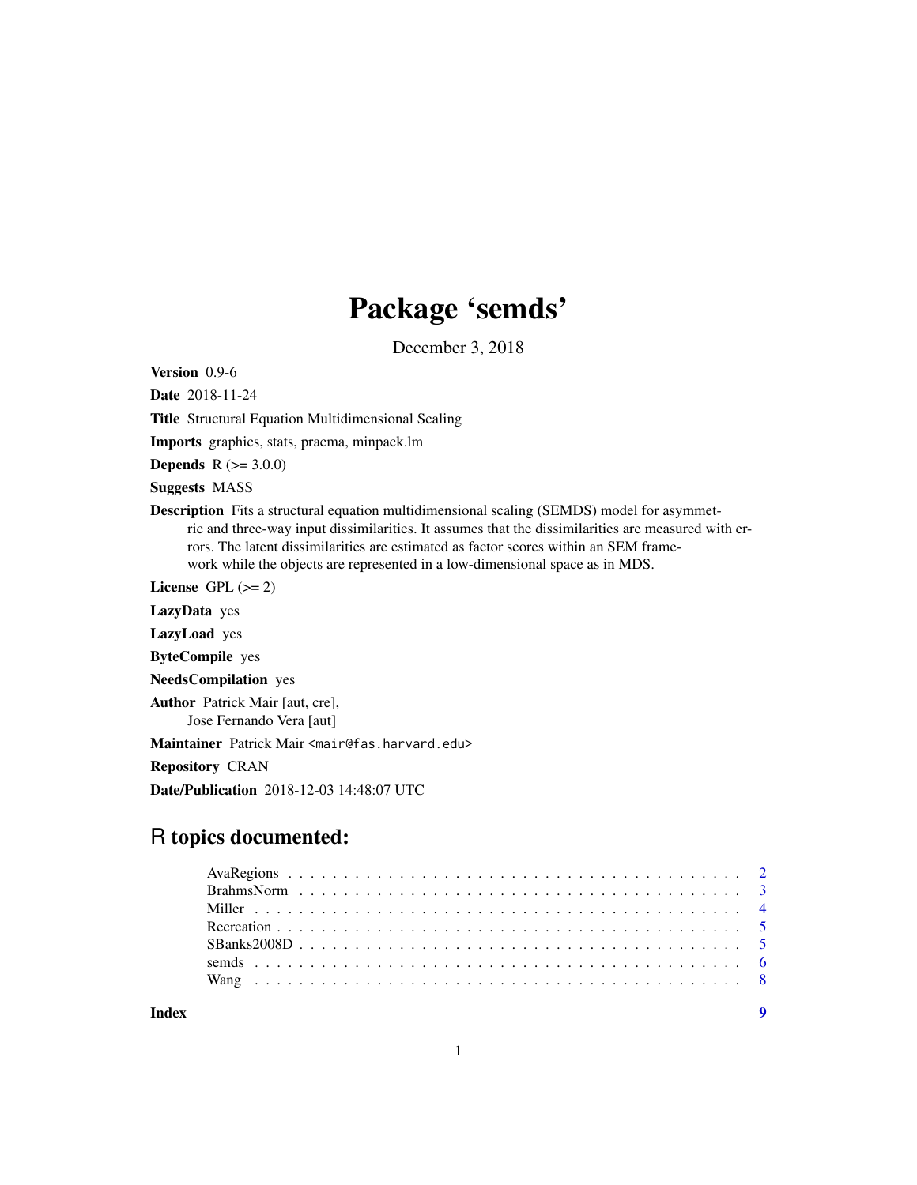# Package 'semds'

December 3, 2018

**Version** 0.9-6

**Date** 2018-11-24

**Title** Structural Equation Multidimensional Scaling

**Imports** graphics, stats, pracma, minpack.lm

**Depends** R (>= 3.0.0)

**Suggests** MASS

**Description** Fits a structural equation multidimensional scaling (SEMDS) model for asymmetric and three-way input dissimilarities. It assumes that the dissimilarities are measured with errors. The latent dissimilarities are estimated as factor scores within an SEM framework while the objects are represented in a low-dimensional space as in MDS.

**License** GPL (>= 2)

**LazyData** yes

**LazyLoad** yes

**ByteCompile** yes

**NeedsCompilation** yes

**Author** Patrick Mair [aut, cre],
Jose Fernando Vera [aut]

**Maintainer** Patrick Mair <mair@fas.harvard.edu>

**Repository** CRAN

**Date/Publication** 2018-12-03 14:48:07 UTC

## R topics documented:

| | |
|---|---|
| AvaRegions | 2 |
| BrahmsNorm | 3 |
| Miller | 4 |
| Recreation | 5 |
| SBanks2008D | 5 |
| semds | 6 |
| Wang | 8 |
| **Index** | **9** |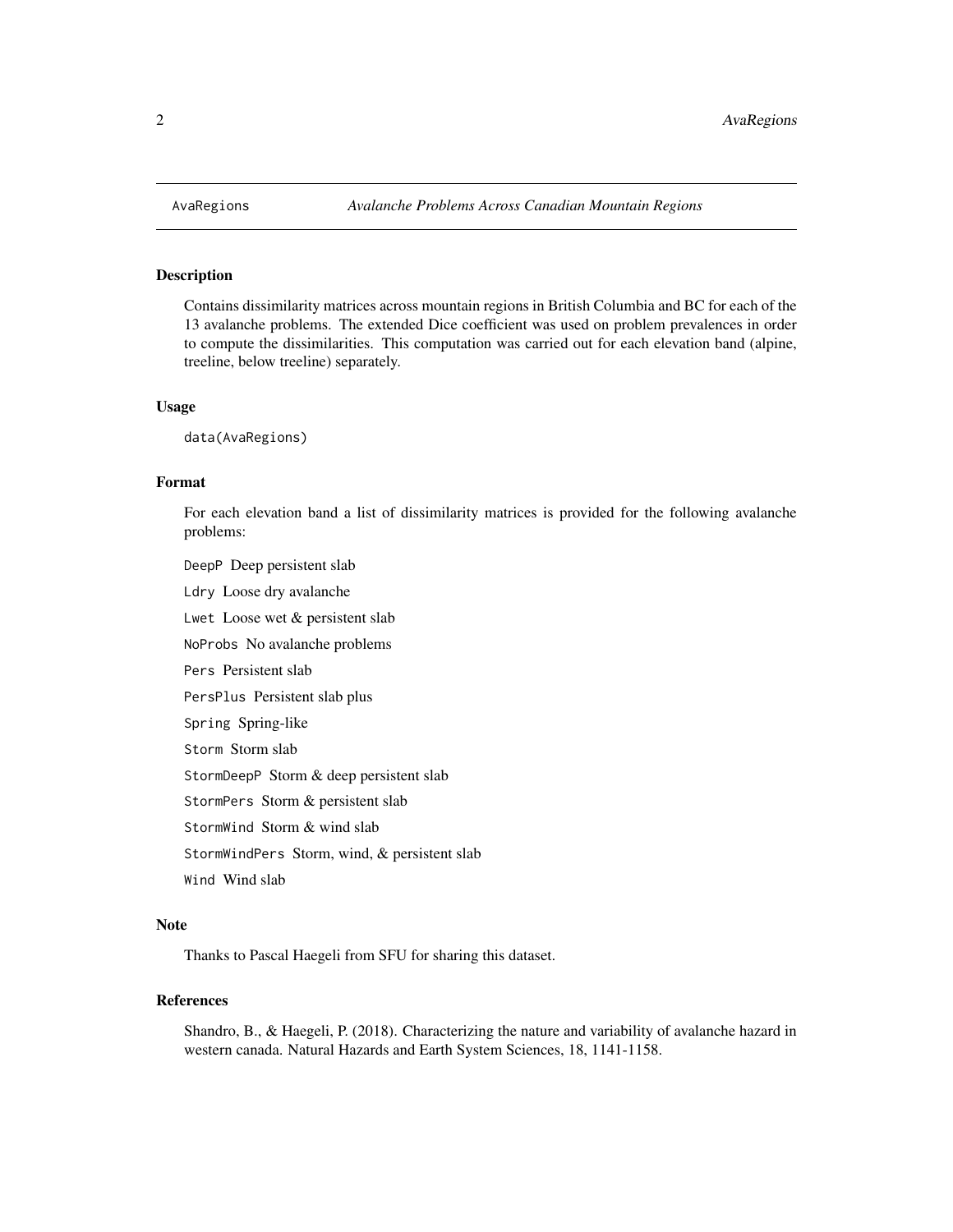# AvaRegions *Avalanche Problems Across Canadian Mountain Regions*

## Description

Contains dissimilarity matrices across mountain regions in British Columbia and BC for each of the 13 avalanche problems. The extended Dice coefficient was used on problem prevalences in order to compute the dissimilarities. This computation was carried out for each elevation band (alpine, treeline, below treeline) separately.

## Usage

```
data(AvaRegions)
```

## Format

For each elevation band a list of dissimilarity matrices is provided for the following avalanche problems:

- `DeepP` Deep persistent slab
- `Ldry` Loose dry avalanche
- `Lwet` Loose wet & persistent slab
- `NoProbs` No avalanche problems
- `Pers` Persistent slab
- `PersPlus` Persistent slab plus
- `Spring` Spring-like
- `Storm` Storm slab
- `StormDeepP` Storm & deep persistent slab
- `StormPers` Storm & persistent slab
- `StormWind` Storm & wind slab
- `StormWindPers` Storm, wind, & persistent slab
- `Wind` Wind slab

## Note

Thanks to Pascal Haegeli from SFU for sharing this dataset.

## References

Shandro, B., & Haegeli, P. (2018). Characterizing the nature and variability of avalanche hazard in western canada. Natural Hazards and Earth System Sciences, 18, 1141-1158.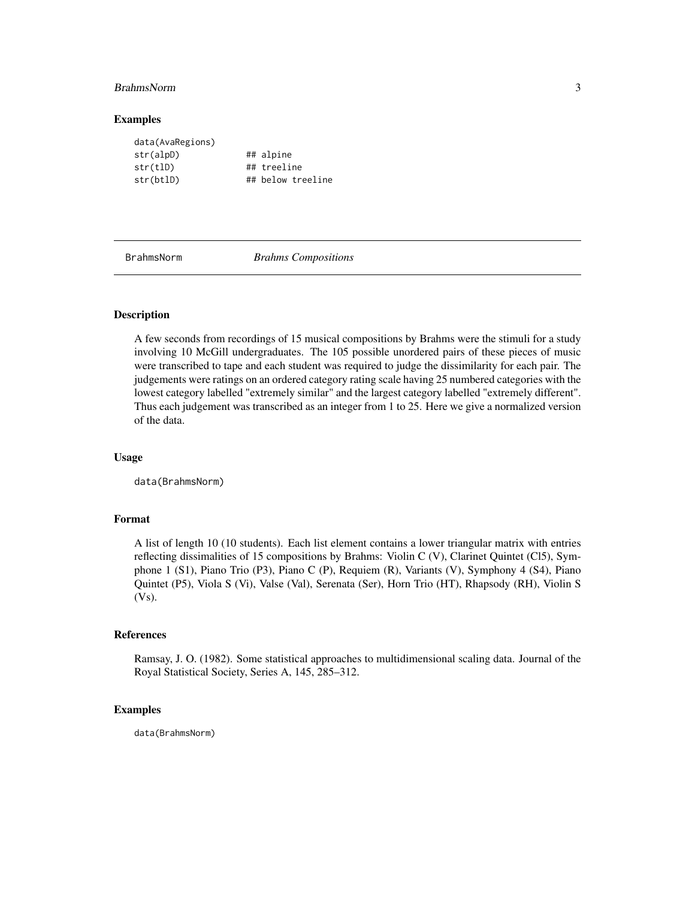## Examples

```
data(AvaRegions)
str(alpD)          ## alpine
str(tlD)           ## treeline
str(btlD)          ## below treeline
```

---

BrahmsNorm *Brahms Compositions*

---

## Description

A few seconds from recordings of 15 musical compositions by Brahms were the stimuli for a study involving 10 McGill undergraduates. The 105 possible unordered pairs of these pieces of music were transcribed to tape and each student was required to judge the dissimilarity for each pair. The judgements were ratings on an ordered category rating scale having 25 numbered categories with the lowest category labelled "extremely similar" and the largest category labelled "extremely different". Thus each judgement was transcribed as an integer from 1 to 25. Here we give a normalized version of the data.

## Usage

```
data(BrahmsNorm)
```

## Format

A list of length 10 (10 students). Each list element contains a lower triangular matrix with entries reflecting dissimalities of 15 compositions by Brahms: Violin C (V), Clarinet Quintet (Cl5), Symphone 1 (S1), Piano Trio (P3), Piano C (P), Requiem (R), Variants (V), Symphony 4 (S4), Piano Quintet (P5), Viola S (Vi), Valse (Val), Serenata (Ser), Horn Trio (HT), Rhapsody (RH), Violin S (Vs).

## References

Ramsay, J. O. (1982). Some statistical approaches to multidimensional scaling data. Journal of the Royal Statistical Society, Series A, 145, 285–312.

## Examples

```
data(BrahmsNorm)
```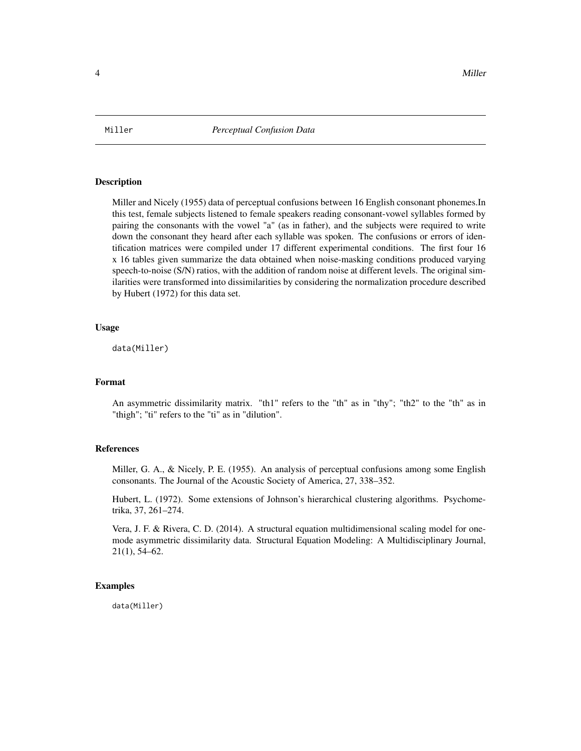# Miller — Perceptual Confusion Data

## Description

Miller and Nicely (1955) data of perceptual confusions between 16 English consonant phonemes.In this test, female subjects listened to female speakers reading consonant-vowel syllables formed by pairing the consonants with the vowel "a" (as in father), and the subjects were required to write down the consonant they heard after each syllable was spoken. The confusions or errors of identification matrices were compiled under 17 different experimental conditions. The first four 16 x 16 tables given summarize the data obtained when noise-masking conditions produced varying speech-to-noise (S/N) ratios, with the addition of random noise at different levels. The original similarities were transformed into dissimilarities by considering the normalization procedure described by Hubert (1972) for this data set.

## Usage

```
data(Miller)
```

## Format

An asymmetric dissimilarity matrix. "th1" refers to the "th" as in "thy"; "th2" to the "th" as in "thigh"; "ti" refers to the "ti" as in "dilution".

## References

Miller, G. A., & Nicely, P. E. (1955). An analysis of perceptual confusions among some English consonants. The Journal of the Acoustic Society of America, 27, 338–352.

Hubert, L. (1972). Some extensions of Johnson's hierarchical clustering algorithms. Psychometrika, 37, 261–274.

Vera, J. F. & Rivera, C. D. (2014). A structural equation multidimensional scaling model for one-mode asymmetric dissimilarity data. Structural Equation Modeling: A Multidisciplinary Journal, 21(1), 54–62.

## Examples

```
data(Miller)
```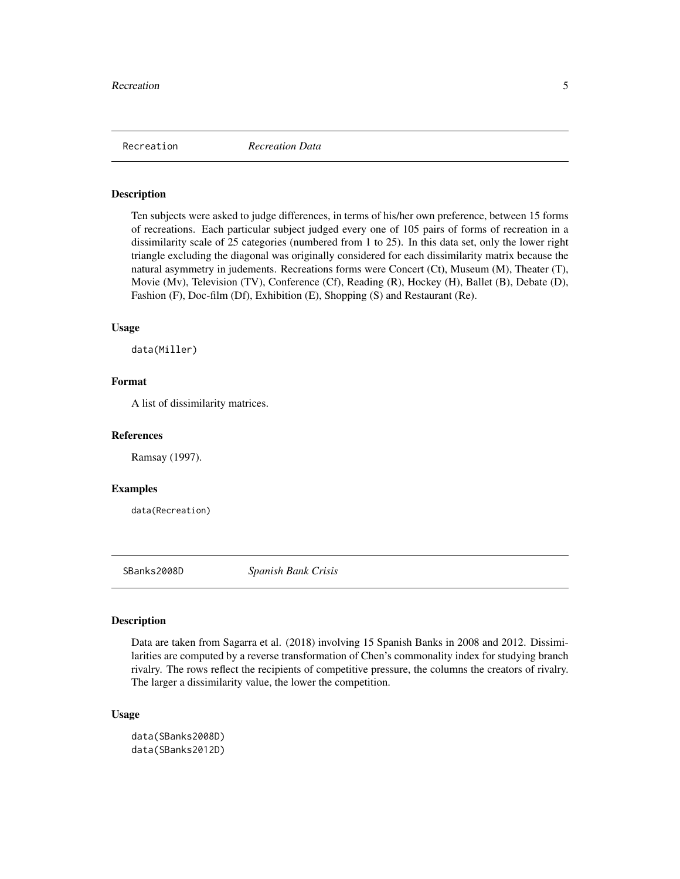## Recreation — *Recreation Data*

### Description

Ten subjects were asked to judge differences, in terms of his/her own preference, between 15 forms of recreations. Each particular subject judged every one of 105 pairs of forms of recreation in a dissimilarity scale of 25 categories (numbered from 1 to 25). In this data set, only the lower right triangle excluding the diagonal was originally considered for each dissimilarity matrix because the natural asymmetry in judements. Recreations forms were Concert (Ct), Museum (M), Theater (T), Movie (Mv), Television (TV), Conference (Cf), Reading (R), Hockey (H), Ballet (B), Debate (D), Fashion (F), Doc-film (Df), Exhibition (E), Shopping (S) and Restaurant (Re).

### Usage

```
data(Miller)
```

### Format

A list of dissimilarity matrices.

### References

Ramsay (1997).

### Examples

```
data(Recreation)
```

## SBanks2008D — *Spanish Bank Crisis*

### Description

Data are taken from Sagarra et al. (2018) involving 15 Spanish Banks in 2008 and 2012. Dissimilarities are computed by a reverse transformation of Chen's commonality index for studying branch rivalry. The rows reflect the recipients of competitive pressure, the columns the creators of rivalry. The larger a dissimilarity value, the lower the competition.

### Usage

```
data(SBanks2008D)
data(SBanks2012D)
```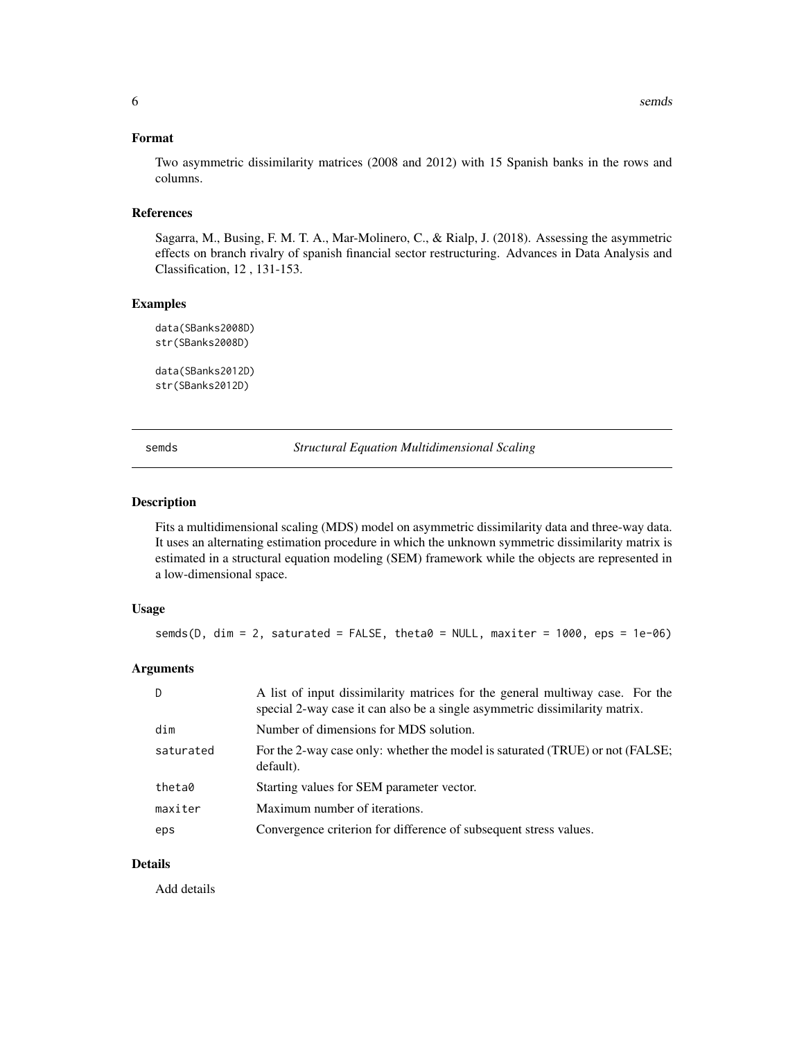## Format

Two asymmetric dissimilarity matrices (2008 and 2012) with 15 Spanish banks in the rows and columns.

## References

Sagarra, M., Busing, F. M. T. A., Mar-Molinero, C., & Rialp, J. (2018). Assessing the asymmetric effects on branch rivalry of spanish financial sector restructuring. Advances in Data Analysis and Classification, 12 , 131-153.

## Examples

```
data(SBanks2008D)
str(SBanks2008D)

data(SBanks2012D)
str(SBanks2012D)
```

---

# semds — *Structural Equation Multidimensional Scaling*

---

## Description

Fits a multidimensional scaling (MDS) model on asymmetric dissimilarity data and three-way data. It uses an alternating estimation procedure in which the unknown symmetric dissimilarity matrix is estimated in a structural equation modeling (SEM) framework while the objects are represented in a low-dimensional space.

## Usage

```
semds(D, dim = 2, saturated = FALSE, theta0 = NULL, maxiter = 1000, eps = 1e-06)
```

## Arguments

| | |
|---|---|
| D | A list of input dissimilarity matrices for the general multiway case. For the special 2-way case it can also be a single asymmetric dissimilarity matrix. |
| dim | Number of dimensions for MDS solution. |
| saturated | For the 2-way case only: whether the model is saturated (TRUE) or not (FALSE; default). |
| theta0 | Starting values for SEM parameter vector. |
| maxiter | Maximum number of iterations. |
| eps | Convergence criterion for difference of subsequent stress values. |

## Details

Add details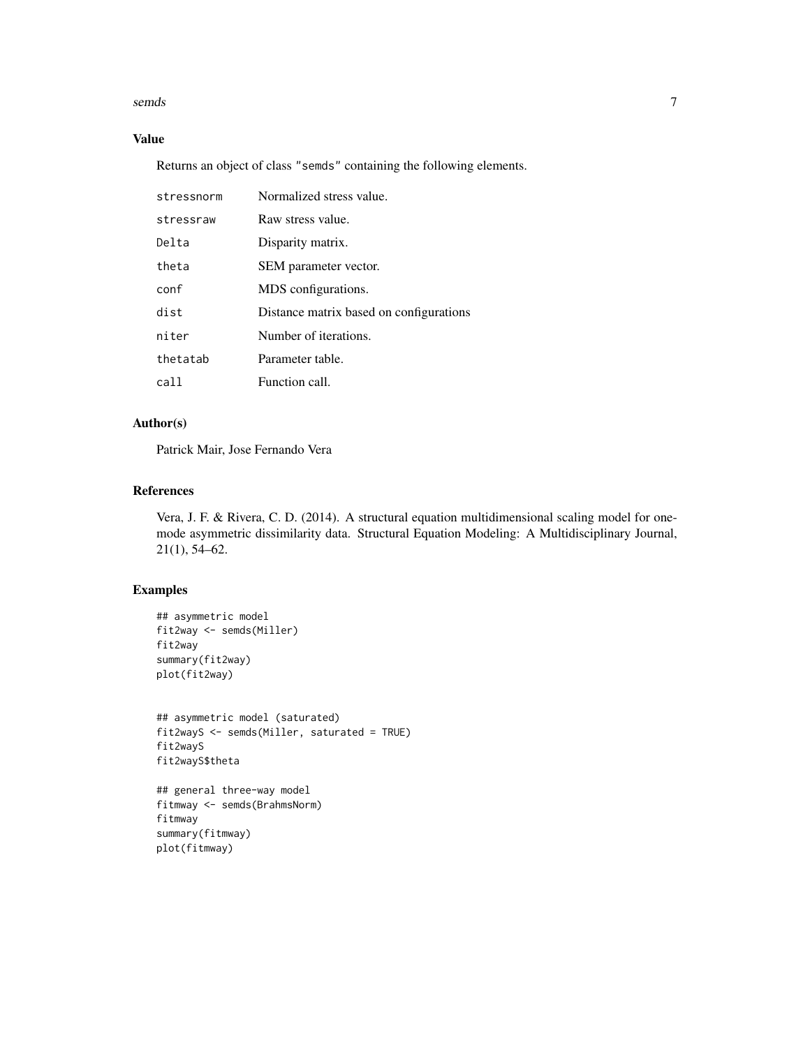### Value

Returns an object of class "semds" containing the following elements.

| | |
|---|---|
| stressnorm | Normalized stress value. |
| stressraw | Raw stress value. |
| Delta | Disparity matrix. |
| theta | SEM parameter vector. |
| conf | MDS configurations. |
| dist | Distance matrix based on configurations |
| niter | Number of iterations. |
| thetatab | Parameter table. |
| call | Function call. |

### Author(s)

Patrick Mair, Jose Fernando Vera

### References

Vera, J. F. & Rivera, C. D. (2014). A structural equation multidimensional scaling model for one-mode asymmetric dissimilarity data. Structural Equation Modeling: A Multidisciplinary Journal, 21(1), 54–62.

### Examples

```
## asymmetric model
fit2way <- semds(Miller)
fit2way
summary(fit2way)
plot(fit2way)


## asymmetric model (saturated)
fit2wayS <- semds(Miller, saturated = TRUE)
fit2wayS
fit2wayS$theta

## general three-way model
fitmway <- semds(BrahmsNorm)
fitmway
summary(fitmway)
plot(fitmway)
```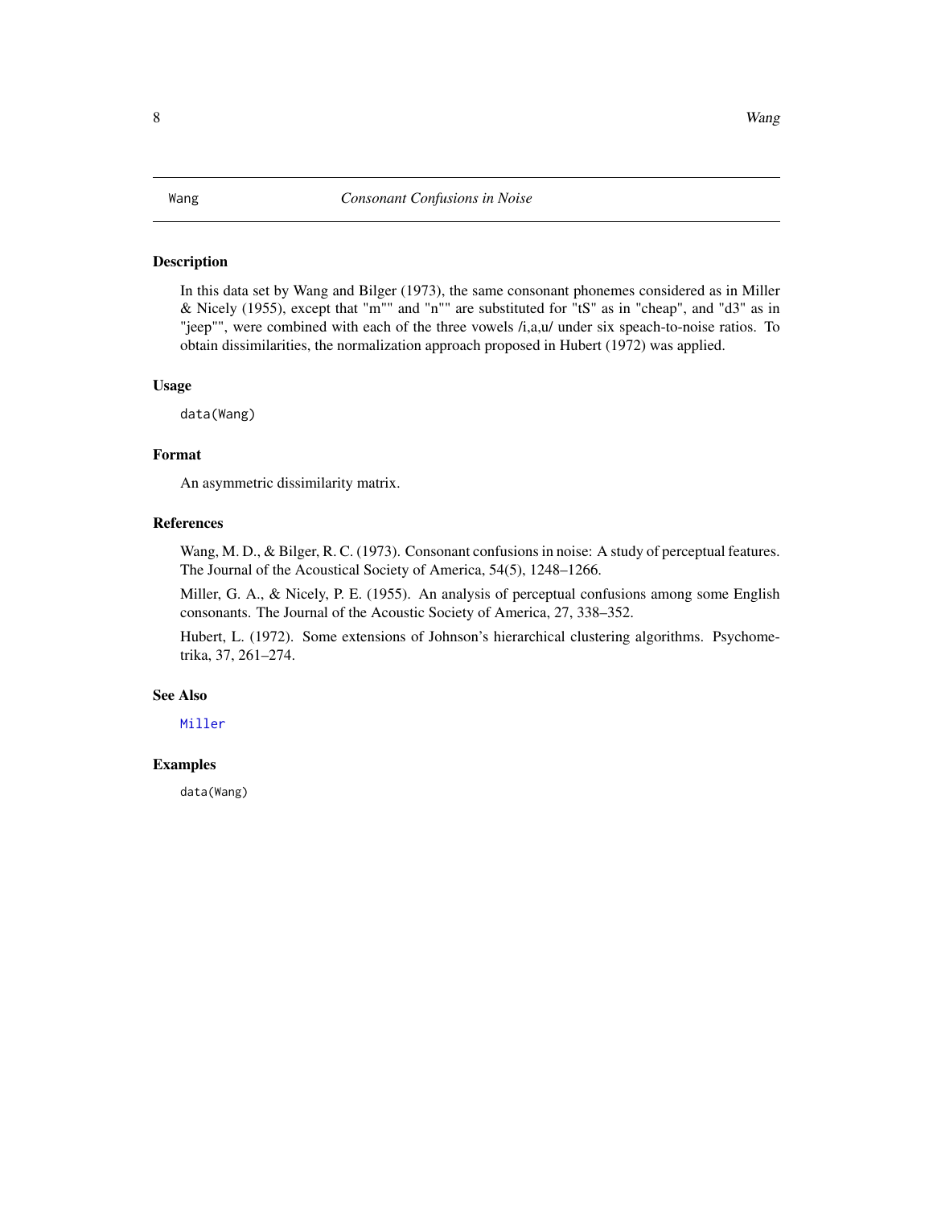# Wang — Consonant Confusions in Noise

## Description

In this data set by Wang and Bilger (1973), the same consonant phonemes considered as in Miller & Nicely (1955), except that "m"" and "n"" are substituted for "tS" as in "cheap", and "d3" as in "jeep"", were combined with each of the three vowels /i,a,u/ under six speach-to-noise ratios. To obtain dissimilarities, the normalization approach proposed in Hubert (1972) was applied.

## Usage

```
data(Wang)
```

## Format

An asymmetric dissimilarity matrix.

## References

Wang, M. D., & Bilger, R. C. (1973). Consonant confusions in noise: A study of perceptual features. The Journal of the Acoustical Society of America, 54(5), 1248–1266.

Miller, G. A., & Nicely, P. E. (1955). An analysis of perceptual confusions among some English consonants. The Journal of the Acoustic Society of America, 27, 338–352.

Hubert, L. (1972). Some extensions of Johnson's hierarchical clustering algorithms. Psychometrika, 37, 261–274.

## See Also

Miller

## Examples

```
data(Wang)
```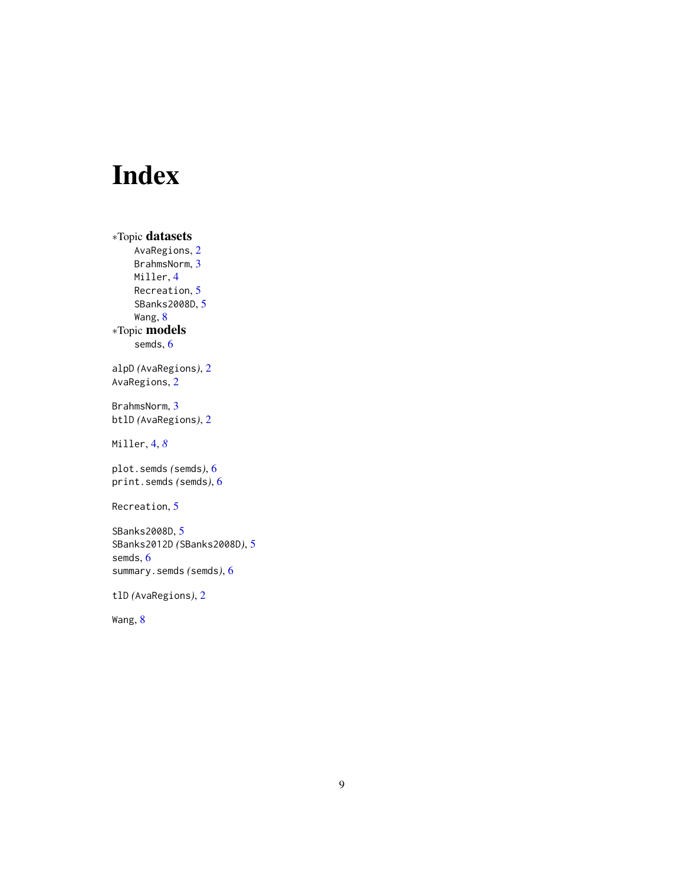# Index

∗Topic **datasets**

AvaRegions, 2
BrahmsNorm, 3
Miller, 4
Recreation, 5
SBanks2008D, 5
Wang, 8

∗Topic **models**

semds, 6

alpD *(*AvaRegions*)*, 2
AvaRegions, 2

BrahmsNorm, 3
btlD *(*AvaRegions*)*, 2

Miller, 4, *8*

plot.semds *(*semds*)*, 6
print.semds *(*semds*)*, 6

Recreation, 5

SBanks2008D, 5
SBanks2012D *(*SBanks2008D*)*, 5
semds, 6
summary.semds *(*semds*)*, 6

tlD *(*AvaRegions*)*, 2

Wang, 8